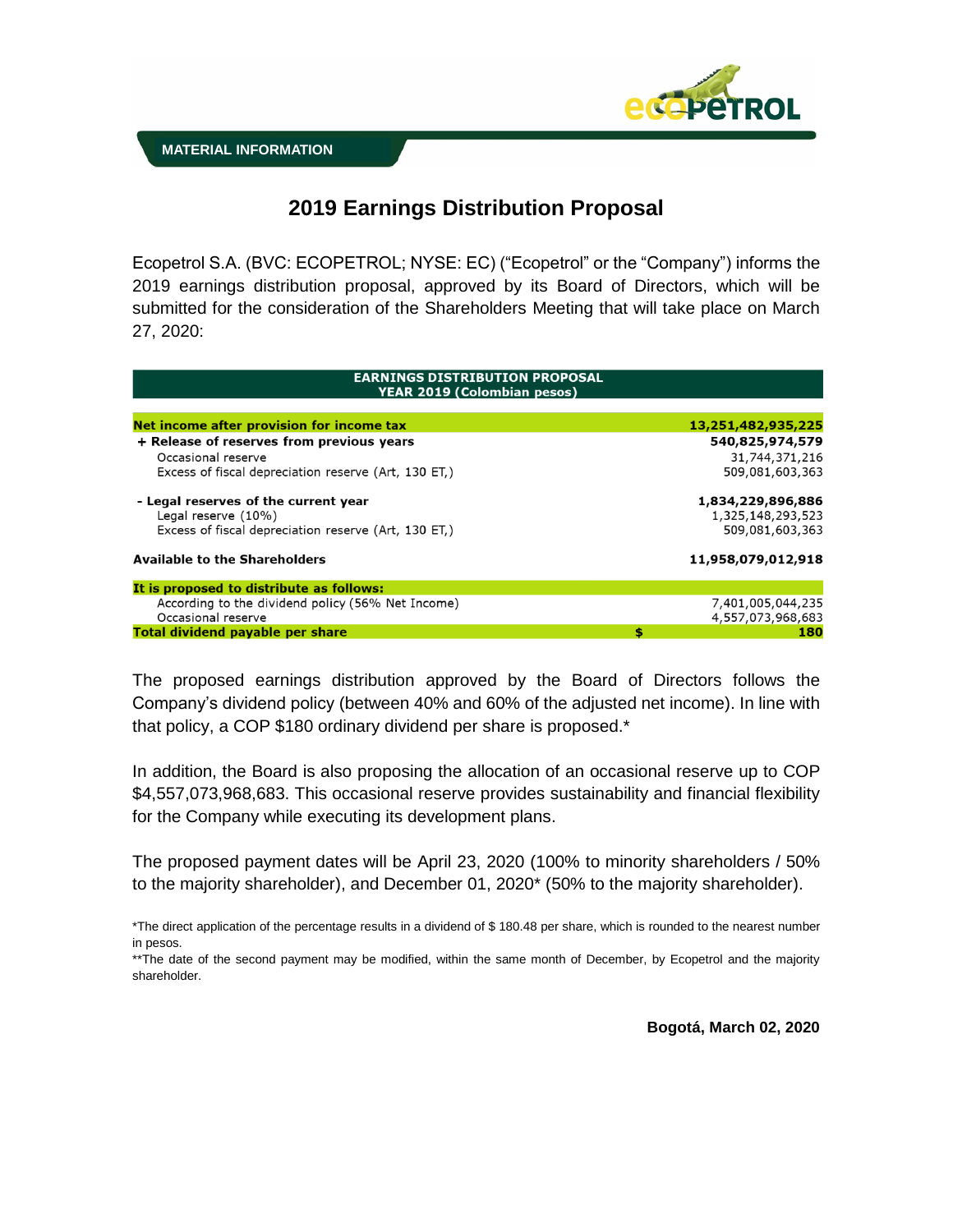MATERIAL INFORMATION

# 2019 Earnings Distribution Proposal

Ecopetrol S.A. (BVC: ECOPETROL; NYSE: EC) ("Ecopetrol" or the "Company") informs the 2019 earnings distribution proposal, approved by its Board of Directors, which will be submitted for the consideration of the Shareholders Meeting that will take place on March 27, 2020:

| EARNINGS DISTRIBUTION PROPOSAL YEAR 2019 (Colombian pesos) | | |
|---|---|---|
| **Net income after provision for income tax** | | **13,251,482,935,225** |
| **+ Release of reserves from previous years** | | **540,825,974,579** |
| Occasional reserve | | 31,744,371,216 |
| Excess of fiscal depreciation reserve (Art, 130 ET,) | | 509,081,603,363 |
| **- Legal reserves of the current year** | | **1,834,229,896,886** |
| Legal reserve (10%) | | 1,325,148,293,523 |
| Excess of fiscal depreciation reserve (Art, 130 ET,) | | 509,081,603,363 |
| **Available to the Shareholders** | | **11,958,079,012,918** |
| **It is proposed to distribute as follows:** | | |
| According to the dividend policy (56% Net Income) | | 7,401,005,044,235 |
| Occasional reserve | | 4,557,073,968,683 |
| **Total dividend payable per share** | **$** | **180** |

The proposed earnings distribution approved by the Board of Directors follows the Company's dividend policy (between 40% and 60% of the adjusted net income). In line with that policy, a COP $180 ordinary dividend per share is proposed.*

In addition, the Board is also proposing the allocation of an occasional reserve up to COP $4,557,073,968,683. This occasional reserve provides sustainability and financial flexibility for the Company while executing its development plans.

The proposed payment dates will be April 23, 2020 (100% to minority shareholders / 50% to the majority shareholder), and December 01, 2020* (50% to the majority shareholder).

*The direct application of the percentage results in a dividend of $ 180.48 per share, which is rounded to the nearest number in pesos.

**The date of the second payment may be modified, within the same month of December, by Ecopetrol and the majority shareholder.

**Bogotá, March 02, 2020**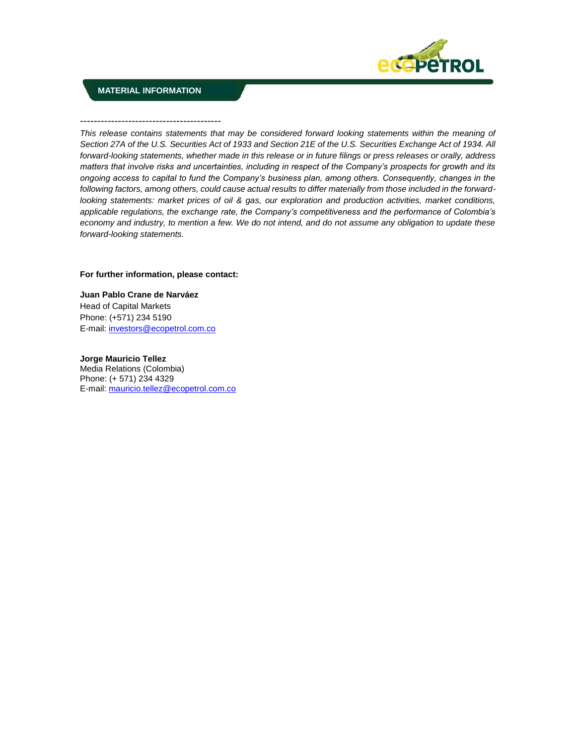**MATERIAL INFORMATION**

-----------------------------------------

*This release contains statements that may be considered forward looking statements within the meaning of Section 27A of the U.S. Securities Act of 1933 and Section 21E of the U.S. Securities Exchange Act of 1934. All forward-looking statements, whether made in this release or in future filings or press releases or orally, address matters that involve risks and uncertainties, including in respect of the Company's prospects for growth and its ongoing access to capital to fund the Company's business plan, among others. Consequently, changes in the following factors, among others, could cause actual results to differ materially from those included in the forward-looking statements: market prices of oil & gas, our exploration and production activities, market conditions, applicable regulations, the exchange rate, the Company's competitiveness and the performance of Colombia's economy and industry, to mention a few. We do not intend, and do not assume any obligation to update these forward-looking statements.*

**For further information, please contact:**

**Juan Pablo Crane de Narváez**
Head of Capital Markets
Phone: (+571) 234 5190
E-mail: investors@ecopetrol.com.co

**Jorge Mauricio Tellez**
Media Relations (Colombia)
Phone: (+ 571) 234 4329
E-mail: mauricio.tellez@ecopetrol.com.co